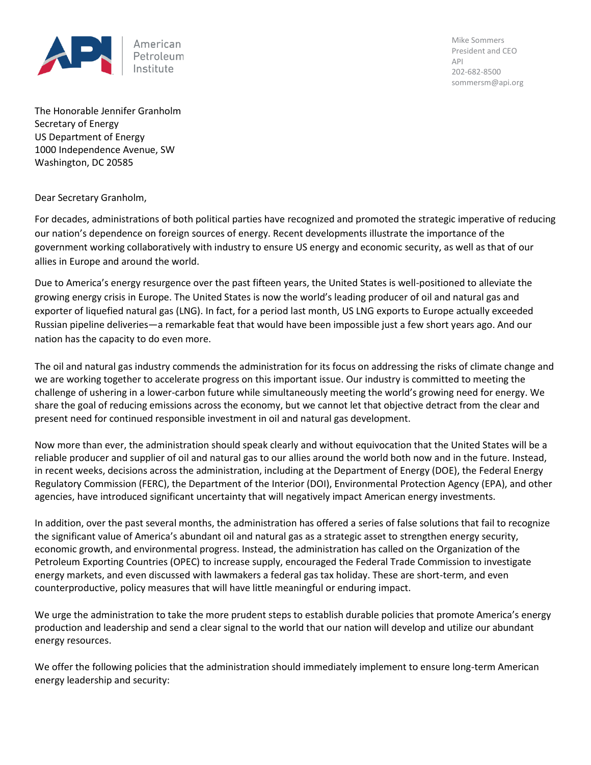American Petroleum Institute

Mike Sommers
President and CEO
API
202-682-8500
sommersm@api.org

The Honorable Jennifer Granholm
Secretary of Energy
US Department of Energy
1000 Independence Avenue, SW
Washington, DC 20585

Dear Secretary Granholm,

For decades, administrations of both political parties have recognized and promoted the strategic imperative of reducing our nation's dependence on foreign sources of energy. Recent developments illustrate the importance of the government working collaboratively with industry to ensure US energy and economic security, as well as that of our allies in Europe and around the world.

Due to America's energy resurgence over the past fifteen years, the United States is well-positioned to alleviate the growing energy crisis in Europe. The United States is now the world's leading producer of oil and natural gas and exporter of liquefied natural gas (LNG). In fact, for a period last month, US LNG exports to Europe actually exceeded Russian pipeline deliveries—a remarkable feat that would have been impossible just a few short years ago. And our nation has the capacity to do even more.

The oil and natural gas industry commends the administration for its focus on addressing the risks of climate change and we are working together to accelerate progress on this important issue. Our industry is committed to meeting the challenge of ushering in a lower-carbon future while simultaneously meeting the world's growing need for energy. We share the goal of reducing emissions across the economy, but we cannot let that objective detract from the clear and present need for continued responsible investment in oil and natural gas development.

Now more than ever, the administration should speak clearly and without equivocation that the United States will be a reliable producer and supplier of oil and natural gas to our allies around the world both now and in the future. Instead, in recent weeks, decisions across the administration, including at the Department of Energy (DOE), the Federal Energy Regulatory Commission (FERC), the Department of the Interior (DOI), Environmental Protection Agency (EPA), and other agencies, have introduced significant uncertainty that will negatively impact American energy investments.

In addition, over the past several months, the administration has offered a series of false solutions that fail to recognize the significant value of America's abundant oil and natural gas as a strategic asset to strengthen energy security, economic growth, and environmental progress. Instead, the administration has called on the Organization of the Petroleum Exporting Countries (OPEC) to increase supply, encouraged the Federal Trade Commission to investigate energy markets, and even discussed with lawmakers a federal gas tax holiday. These are short-term, and even counterproductive, policy measures that will have little meaningful or enduring impact.

We urge the administration to take the more prudent steps to establish durable policies that promote America's energy production and leadership and send a clear signal to the world that our nation will develop and utilize our abundant energy resources.

We offer the following policies that the administration should immediately implement to ensure long-term American energy leadership and security: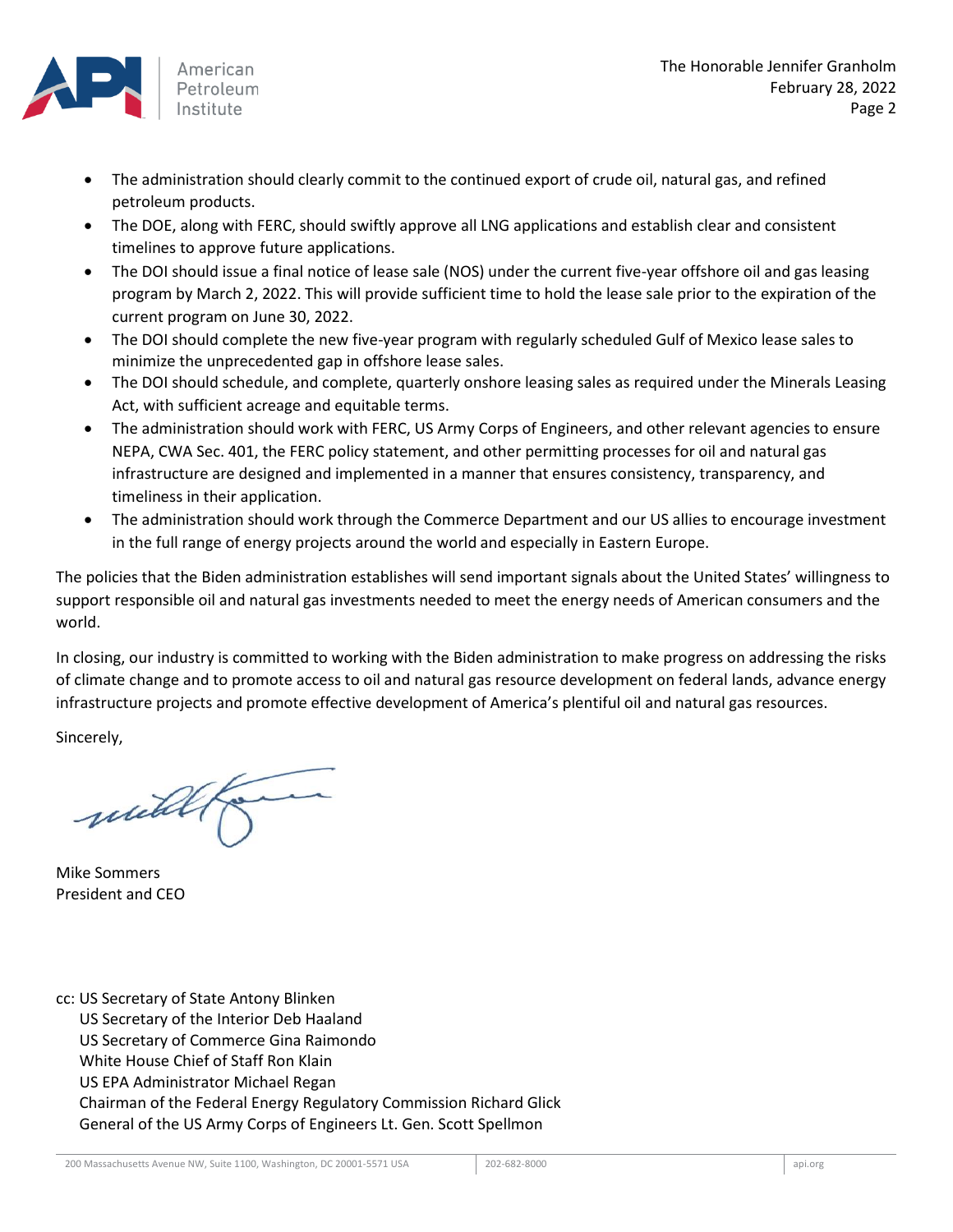- The administration should clearly commit to the continued export of crude oil, natural gas, and refined petroleum products.
- The DOE, along with FERC, should swiftly approve all LNG applications and establish clear and consistent timelines to approve future applications.
- The DOI should issue a final notice of lease sale (NOS) under the current five-year offshore oil and gas leasing program by March 2, 2022. This will provide sufficient time to hold the lease sale prior to the expiration of the current program on June 30, 2022.
- The DOI should complete the new five-year program with regularly scheduled Gulf of Mexico lease sales to minimize the unprecedented gap in offshore lease sales.
- The DOI should schedule, and complete, quarterly onshore leasing sales as required under the Minerals Leasing Act, with sufficient acreage and equitable terms.
- The administration should work with FERC, US Army Corps of Engineers, and other relevant agencies to ensure NEPA, CWA Sec. 401, the FERC policy statement, and other permitting processes for oil and natural gas infrastructure are designed and implemented in a manner that ensures consistency, transparency, and timeliness in their application.
- The administration should work through the Commerce Department and our US allies to encourage investment in the full range of energy projects around the world and especially in Eastern Europe.

The policies that the Biden administration establishes will send important signals about the United States' willingness to support responsible oil and natural gas investments needed to meet the energy needs of American consumers and the world.

In closing, our industry is committed to working with the Biden administration to make progress on addressing the risks of climate change and to promote access to oil and natural gas resource development on federal lands, advance energy infrastructure projects and promote effective development of America's plentiful oil and natural gas resources.

Sincerely,

Mike Sommers
President and CEO

cc: US Secretary of State Antony Blinken
US Secretary of the Interior Deb Haaland
US Secretary of Commerce Gina Raimondo
White House Chief of Staff Ron Klain
US EPA Administrator Michael Regan
Chairman of the Federal Energy Regulatory Commission Richard Glick
General of the US Army Corps of Engineers Lt. Gen. Scott Spellmon